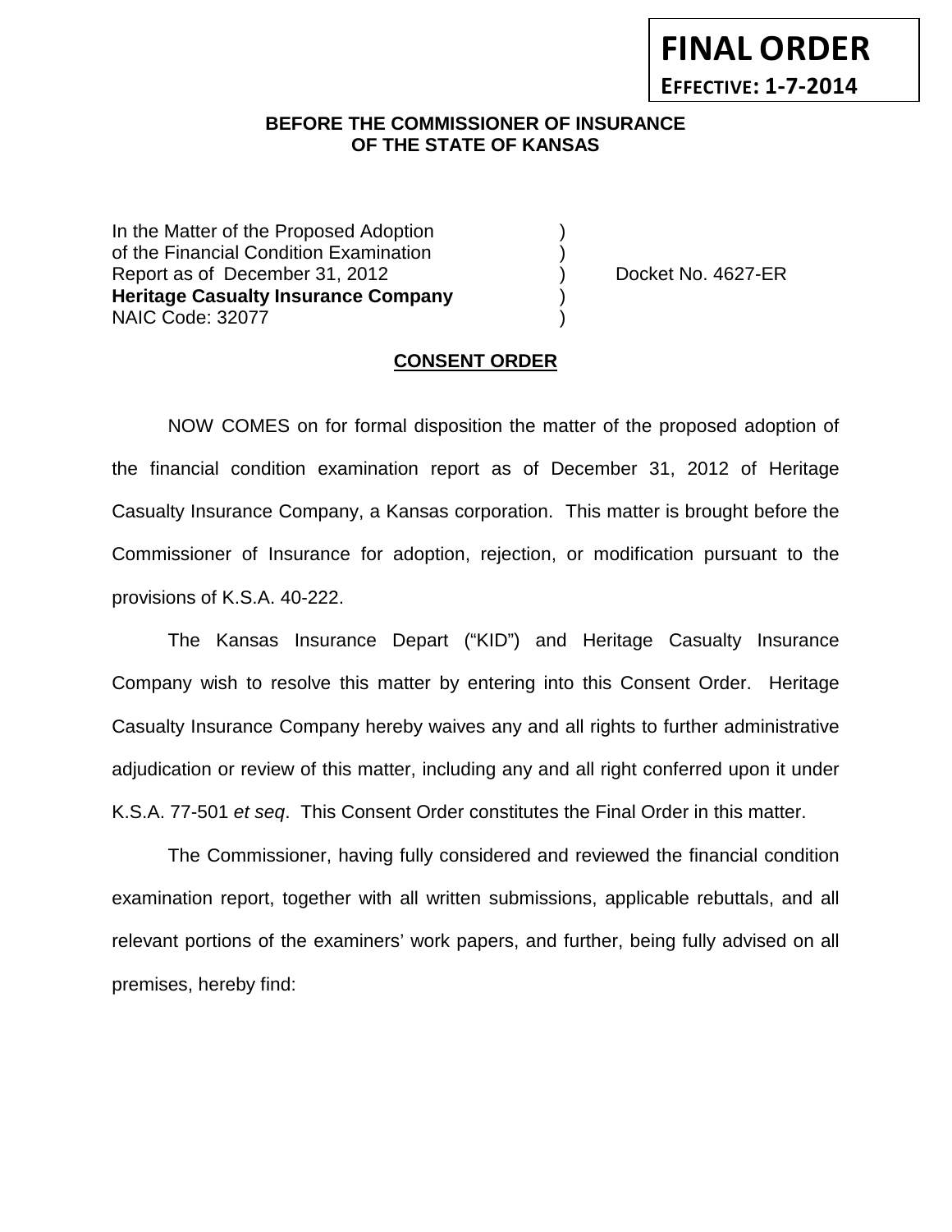**FINAL ORDER**

**EFFECTIVE: 1-7-2014**

**BEFORE THE COMMISSIONER OF INSURANCE OF THE STATE OF KANSAS**

| | | |
|---|---|---|
| In the Matter of the Proposed Adoption of the Financial Condition Examination Report as of December 31, 2012 **Heritage Casualty Insurance Company** NAIC Code: 32077 | ) ) ) ) ) | Docket No. 4627-ER |

**CONSENT ORDER**

NOW COMES on for formal disposition the matter of the proposed adoption of the financial condition examination report as of December 31, 2012 of Heritage Casualty Insurance Company, a Kansas corporation. This matter is brought before the Commissioner of Insurance for adoption, rejection, or modification pursuant to the provisions of K.S.A. 40-222.

The Kansas Insurance Depart ("KID") and Heritage Casualty Insurance Company wish to resolve this matter by entering into this Consent Order. Heritage Casualty Insurance Company hereby waives any and all rights to further administrative adjudication or review of this matter, including any and all right conferred upon it under K.S.A. 77-501 *et seq*. This Consent Order constitutes the Final Order in this matter.

The Commissioner, having fully considered and reviewed the financial condition examination report, together with all written submissions, applicable rebuttals, and all relevant portions of the examiners' work papers, and further, being fully advised on all premises, hereby find: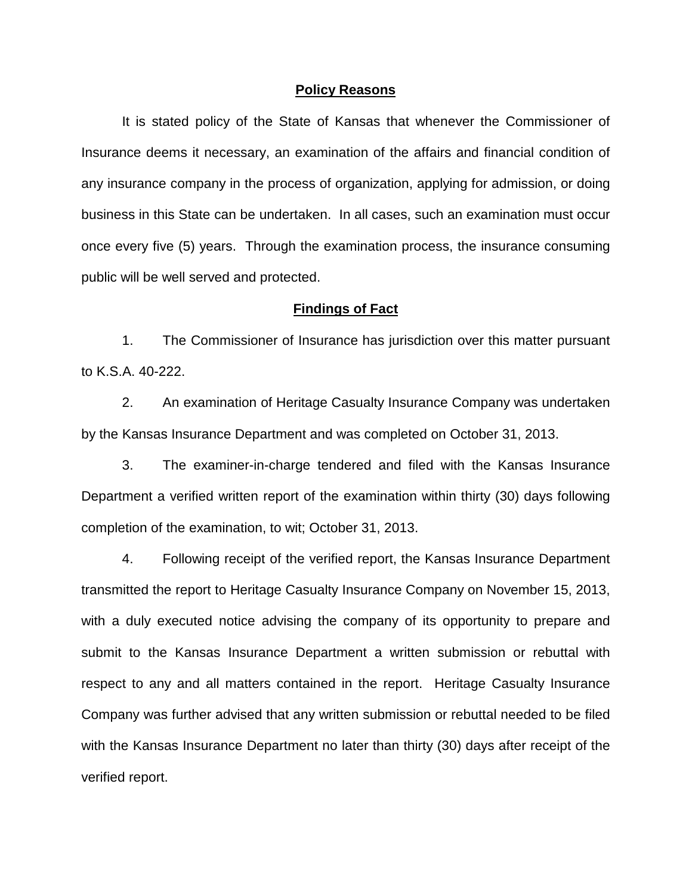## Policy Reasons

It is stated policy of the State of Kansas that whenever the Commissioner of Insurance deems it necessary, an examination of the affairs and financial condition of any insurance company in the process of organization, applying for admission, or doing business in this State can be undertaken. In all cases, such an examination must occur once every five (5) years. Through the examination process, the insurance consuming public will be well served and protected.

## Findings of Fact

1. The Commissioner of Insurance has jurisdiction over this matter pursuant to K.S.A. 40-222.

2. An examination of Heritage Casualty Insurance Company was undertaken by the Kansas Insurance Department and was completed on October 31, 2013.

3. The examiner-in-charge tendered and filed with the Kansas Insurance Department a verified written report of the examination within thirty (30) days following completion of the examination, to wit; October 31, 2013.

4. Following receipt of the verified report, the Kansas Insurance Department transmitted the report to Heritage Casualty Insurance Company on November 15, 2013, with a duly executed notice advising the company of its opportunity to prepare and submit to the Kansas Insurance Department a written submission or rebuttal with respect to any and all matters contained in the report. Heritage Casualty Insurance Company was further advised that any written submission or rebuttal needed to be filed with the Kansas Insurance Department no later than thirty (30) days after receipt of the verified report.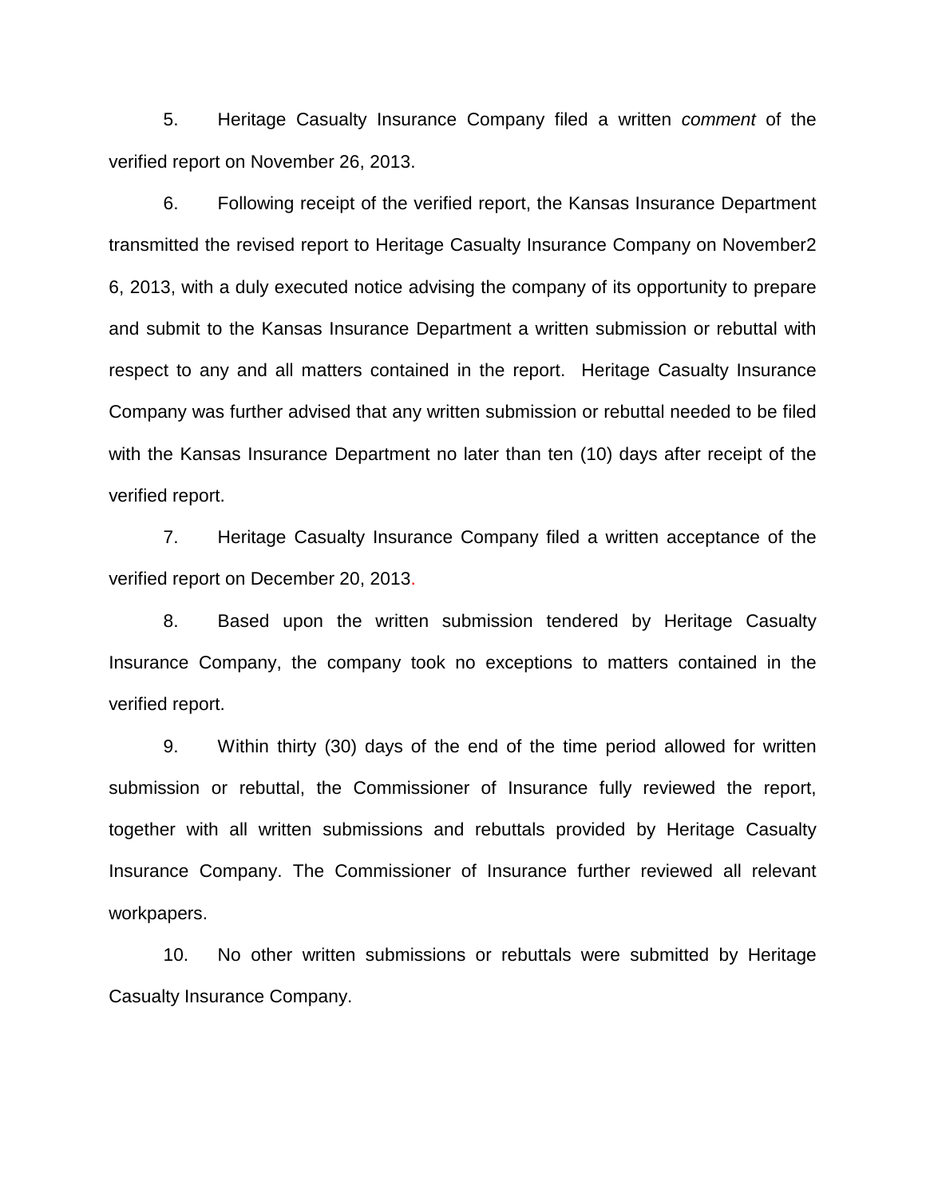5. Heritage Casualty Insurance Company filed a written *comment* of the verified report on November 26, 2013.

6. Following receipt of the verified report, the Kansas Insurance Department transmitted the revised report to Heritage Casualty Insurance Company on November2 6, 2013, with a duly executed notice advising the company of its opportunity to prepare and submit to the Kansas Insurance Department a written submission or rebuttal with respect to any and all matters contained in the report. Heritage Casualty Insurance Company was further advised that any written submission or rebuttal needed to be filed with the Kansas Insurance Department no later than ten (10) days after receipt of the verified report.

7. Heritage Casualty Insurance Company filed a written acceptance of the verified report on December 20, 2013.

8. Based upon the written submission tendered by Heritage Casualty Insurance Company, the company took no exceptions to matters contained in the verified report.

9. Within thirty (30) days of the end of the time period allowed for written submission or rebuttal, the Commissioner of Insurance fully reviewed the report, together with all written submissions and rebuttals provided by Heritage Casualty Insurance Company. The Commissioner of Insurance further reviewed all relevant workpapers.

10. No other written submissions or rebuttals were submitted by Heritage Casualty Insurance Company.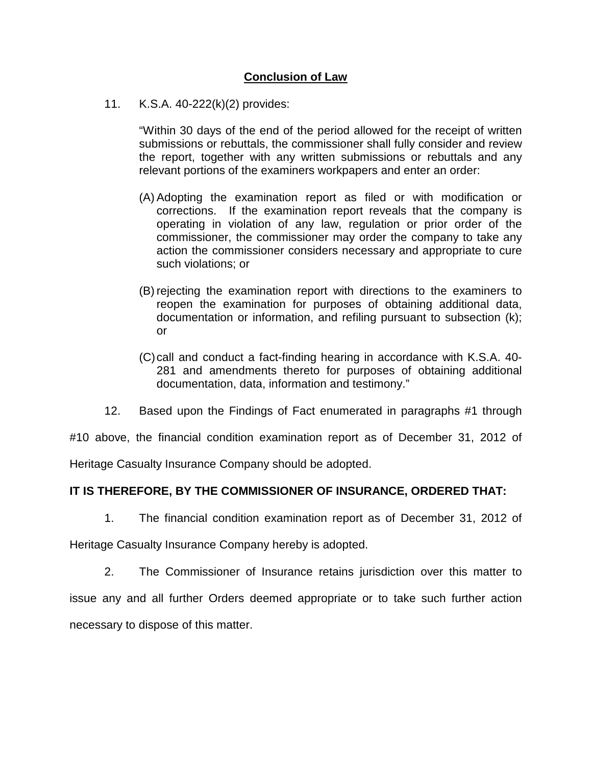## **Conclusion of Law**

11. K.S.A. 40-222(k)(2) provides:

> "Within 30 days of the end of the period allowed for the receipt of written submissions or rebuttals, the commissioner shall fully consider and review the report, together with any written submissions or rebuttals and any relevant portions of the examiners workpapers and enter an order:
>
> (A) Adopting the examination report as filed or with modification or corrections. If the examination report reveals that the company is operating in violation of any law, regulation or prior order of the commissioner, the commissioner may order the company to take any action the commissioner considers necessary and appropriate to cure such violations; or
>
> (B) rejecting the examination report with directions to the examiners to reopen the examination for purposes of obtaining additional data, documentation or information, and refiling pursuant to subsection (k); or
>
> (C) call and conduct a fact-finding hearing in accordance with K.S.A. 40-281 and amendments thereto for purposes of obtaining additional documentation, data, information and testimony."

12. Based upon the Findings of Fact enumerated in paragraphs #1 through #10 above, the financial condition examination report as of December 31, 2012 of Heritage Casualty Insurance Company should be adopted.

**IT IS THEREFORE, BY THE COMMISSIONER OF INSURANCE, ORDERED THAT:**

1. The financial condition examination report as of December 31, 2012 of Heritage Casualty Insurance Company hereby is adopted.

2. The Commissioner of Insurance retains jurisdiction over this matter to issue any and all further Orders deemed appropriate or to take such further action necessary to dispose of this matter.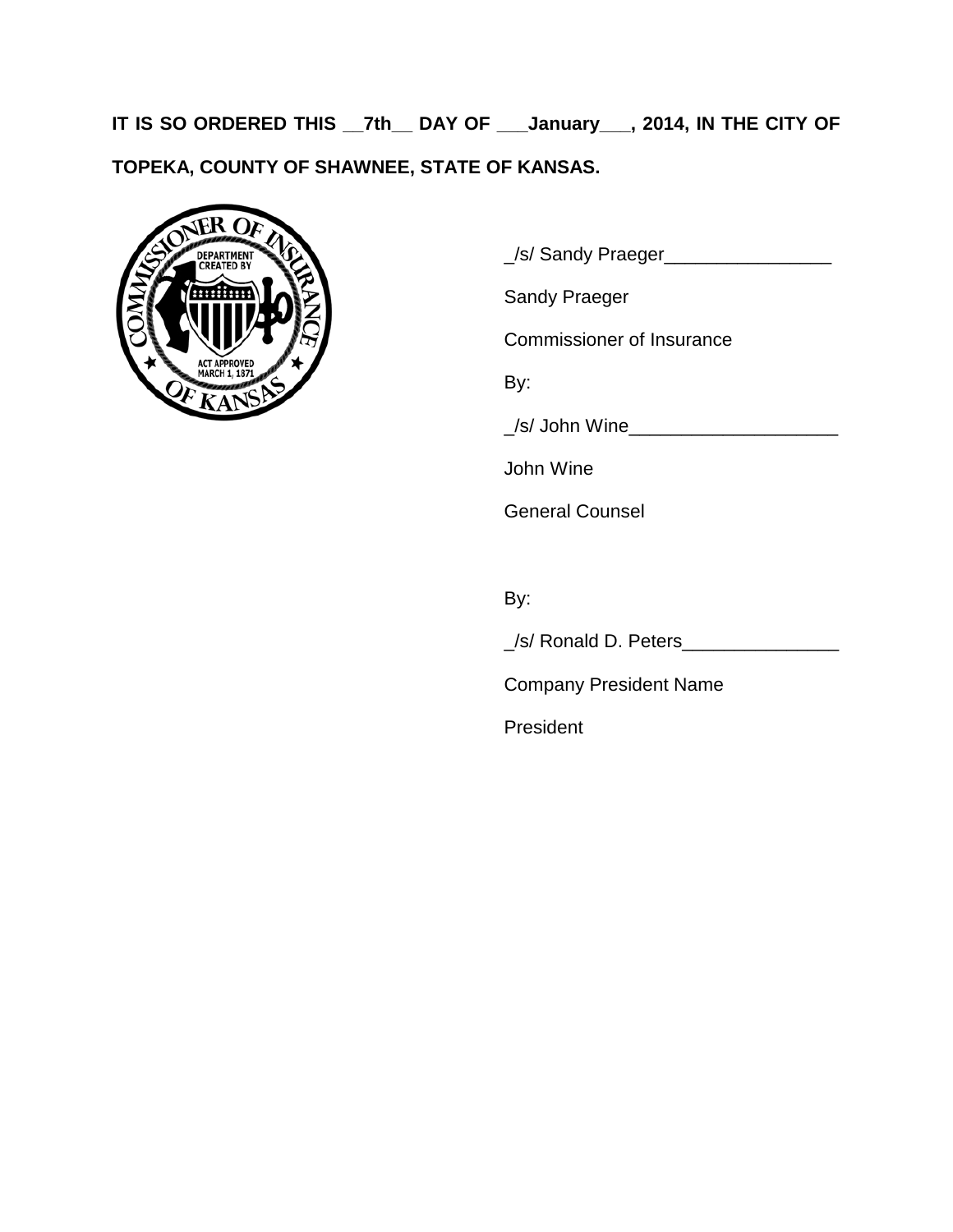**IT IS SO ORDERED THIS __7th__ DAY OF ___January___, 2014, IN THE CITY OF TOPEKA, COUNTY OF SHAWNEE, STATE OF KANSAS.**

_/s/ Sandy Praeger________________

Sandy Praeger

Commissioner of Insurance

By:

_/s/ John Wine____________________

John Wine

General Counsel

By:

_/s/ Ronald D. Peters_______________

Company President Name

President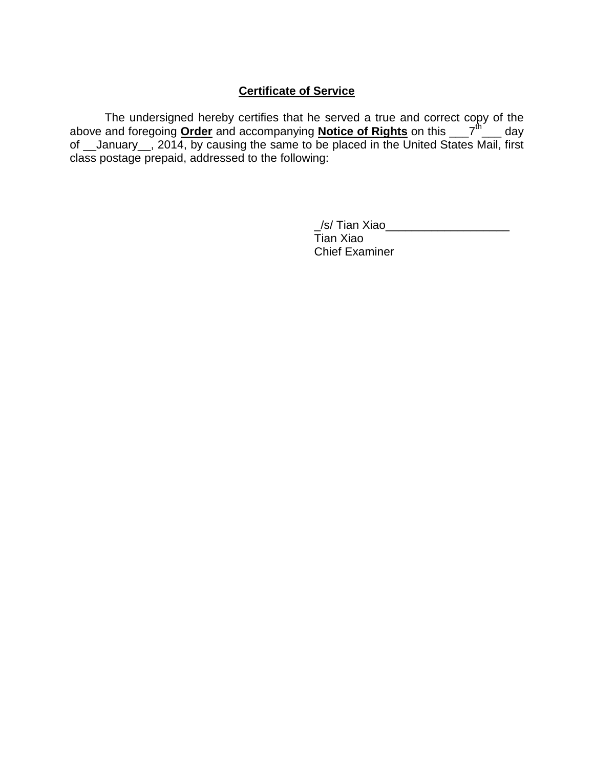## **Certificate of Service**

The undersigned hereby certifies that he served a true and correct copy of the above and foregoing **Order** and accompanying **Notice of Rights** on this ___7th___ day of __January__, 2014, by causing the same to be placed in the United States Mail, first class postage prepaid, addressed to the following:

_/s/ Tian Xiao___________________
Tian Xiao
Chief Examiner